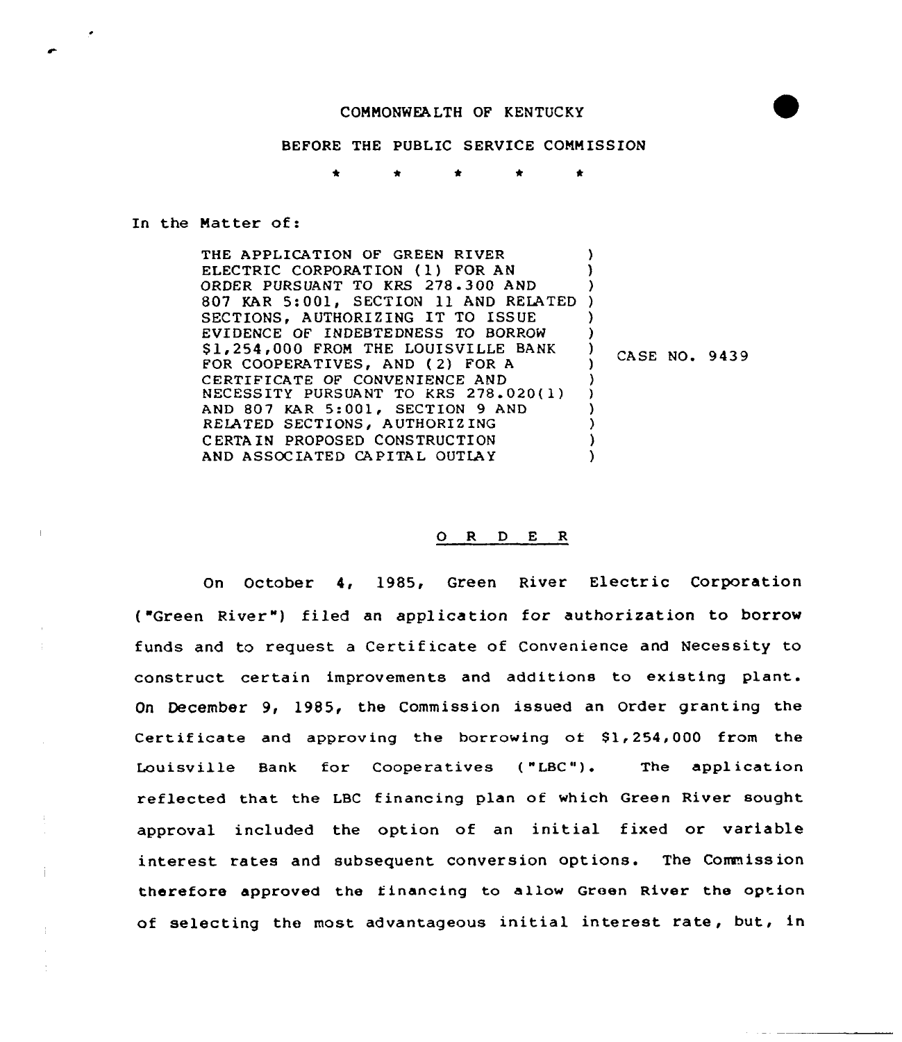COMMONWEALTH OF KENTUCKY

BEFORE THE PUBLIC SERVICE COMMISSION

\* \* \* \* \*

In the Matter of:

| | |
|---|---|
| THE APPLICATION OF GREEN RIVER ELECTRIC CORPORATION (1) FOR AN ORDER PURSUANT TO KRS 278.300 AND 807 KAR 5:001, SECTION 11 AND RELATED SECTIONS, AUTHORIZING IT TO ISSUE EVIDENCE OF INDEBTEDNESS TO BORROW $1,254,000 FROM THE LOUISVILLE BANK FOR COOPERATIVES, AND (2) FOR A CERTIFICATE OF CONVENIENCE AND NECESSITY PURSUANT TO KRS 278.020(1) AND 807 KAR 5:001, SECTION 9 AND RELATED SECTIONS, AUTHORIZING CERTAIN PROPOSED CONSTRUCTION AND ASSOCIATED CAPITAL OUTLAY | CASE NO. 9439 |

## O R D E R

On October 4, 1985, Green River Electric Corporation ("Green River") filed an application for authorization to borrow funds and to request a Certificate of Convenience and Necessity to construct certain improvements and additions to existing plant. On December 9, 1985, the Commission issued an Order granting the Certificate and approving the borrowing of $1,254,000 from the Louisville Bank for Cooperatives ("LBC"). The application reflected that the LBC financing plan of which Green River sought approval included the option of an initial fixed or variable interest rates and subsequent conversion options. The Commission therefore approved the financing to allow Green River the option of selecting the most advantageous initial interest rate, but, in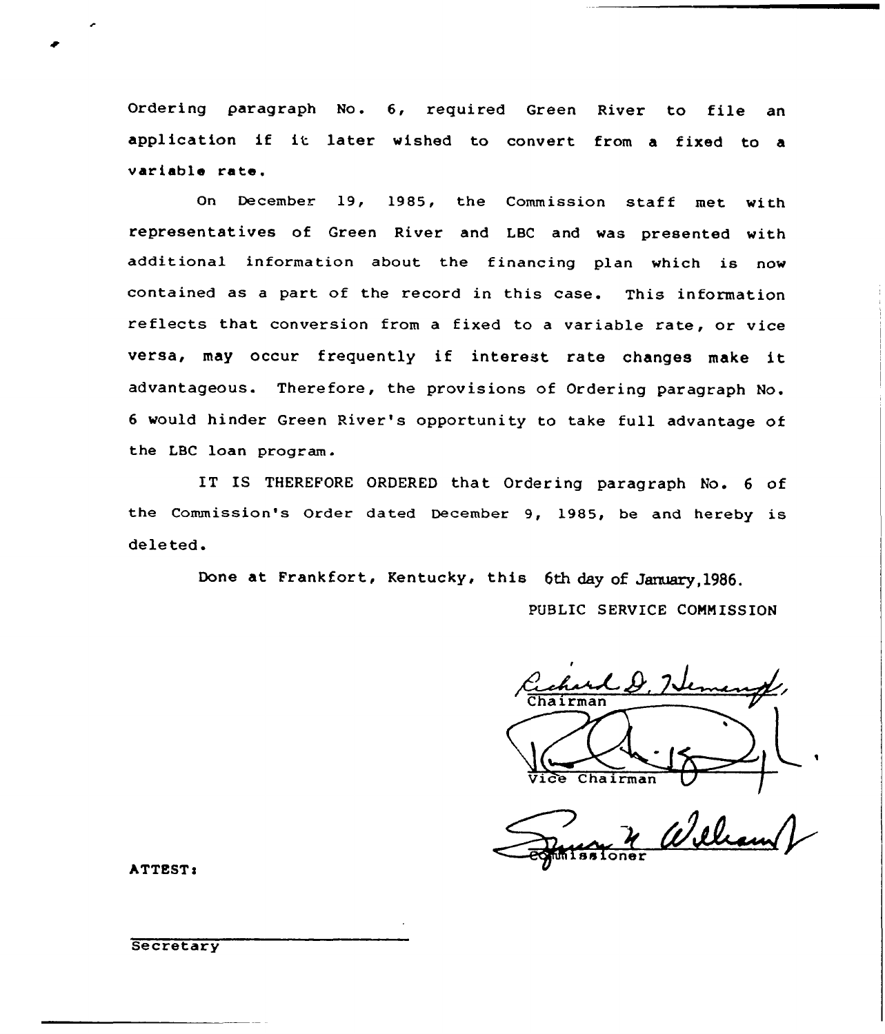Ordering paragraph No. 6, required Green River to file an application if it later wished to convert from a fixed to a variable rate.

On December 19, 1985, the Commission staff met with representatives of Green River and LBC and was presented with additional information about the financing plan which is now contained as a part of the record in this case. This information reflects that conversion from a fixed to a variable rate, or vice versa, may occur frequently if interest rate changes make it advantageous. Therefore, the provisions of Ordering paragraph No. 6 would hinder Green River's opportunity to take full advantage of the LBC loan program.

IT IS THEREFORE ORDERED that Ordering paragraph No. 6 of the Commission's Order dated December 9, 1985, be and hereby is deleted.

Done at Frankfort, Kentucky, this 6th day of January, 1986.

PUBLIC SERVICE COMMISSION

Chairman

Vice Chairman

Commissioner

ATTEST:

Secretary